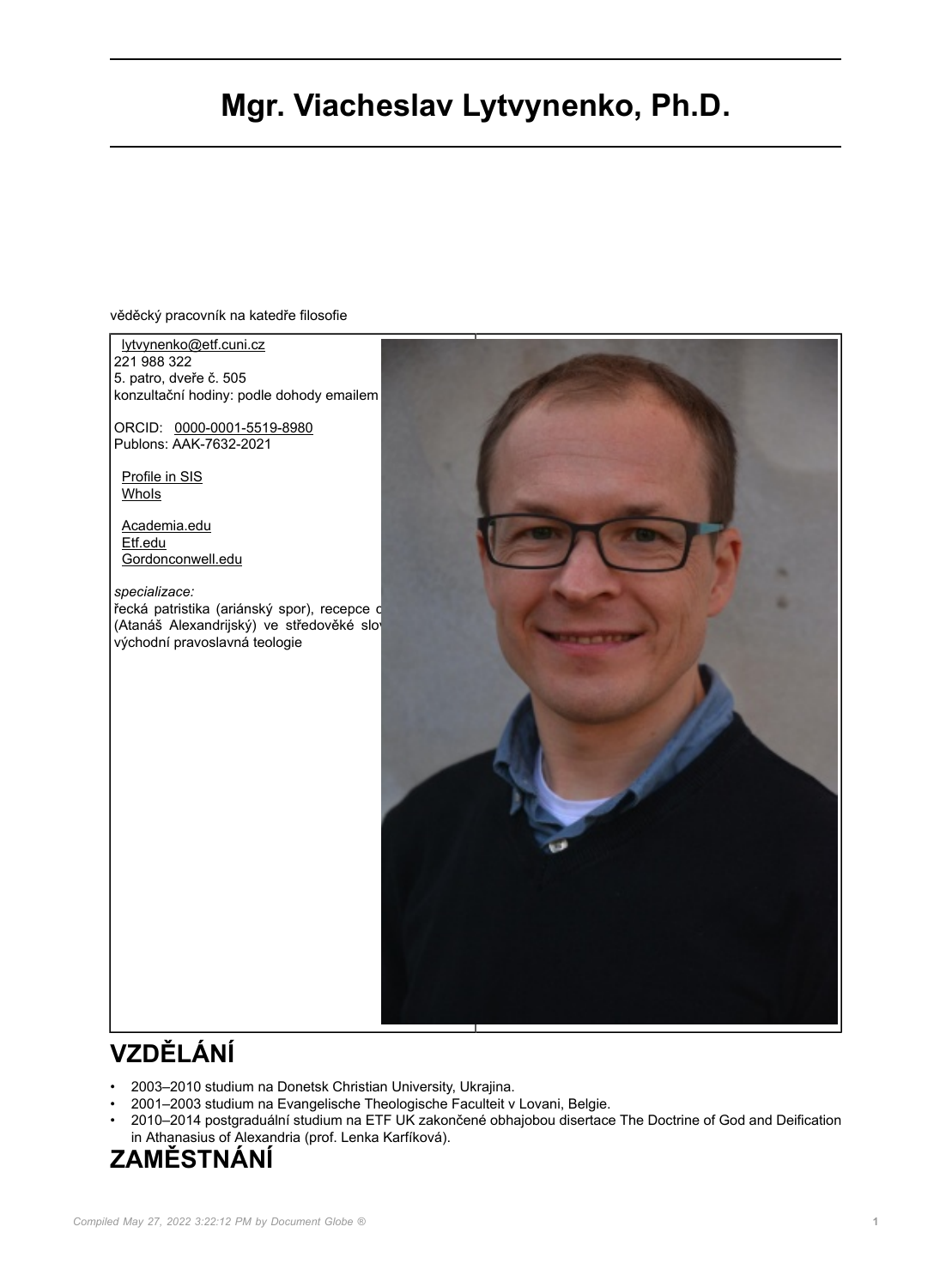# Mgr. Viacheslav Lytvynenko, Ph.D.

vědecký pracovník na katedře filosofie

lytvynenko@etf.cuni.cz
221 988 322
5. patro, dveře č. 505
konzultační hodiny: podle dohody emailem

ORCID: 0000-0001-5519-8980
Publons: AAK-7632-2021

Profile in SIS
WhoIs

Academia.edu
Etf.edu
Gordonconwell.edu

*specializace:*
řecká patristika (ariánský spor), recepce c
(Atanáš Alexandrijský) ve středověké slov
východní pravoslavná teologie

## VZDĚLÁNÍ

- 2003–2010 studium na Donetsk Christian University, Ukrajina.
- 2001–2003 studium na Evangelische Theologische Faculteit v Lovani, Belgie.
- 2010–2014 postgraduální studium na ETF UK zakončené obhajobou disertace The Doctrine of God and Deification in Athanasius of Alexandria (prof. Lenka Karfíková).

## ZAMĚSTNÁNÍ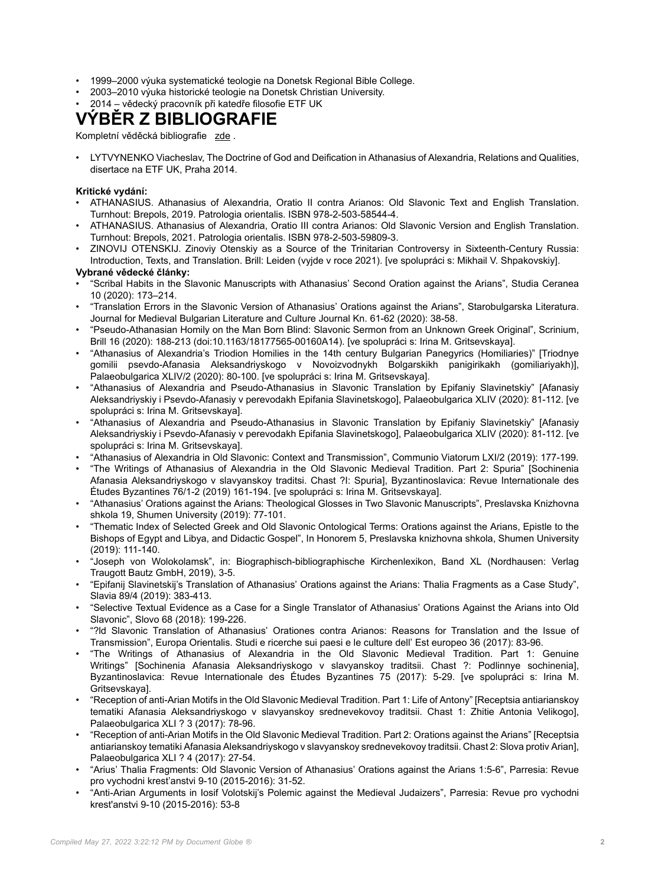- 1999–2000 výuka systematické teologie na Donetsk Regional Bible College.
- 2003–2010 výuka historické teologie na Donetsk Christian University.
- 2014 – vědecký pracovník při katedře filosofie ETF UK

# VÝBĚR Z BIBLIOGRAFIE

Kompletní věděcká bibliografie zde .

- LYTVYNENKO Viacheslav, The Doctrine of God and Deification in Athanasius of Alexandria, Relations and Qualities, disertace na ETF UK, Praha 2014.

**Kritické vydání:**

- ATHANASIUS. Athanasius of Alexandria, Oratio II contra Arianos: Old Slavonic Text and English Translation. Turnhout: Brepols, 2019. Patrologia orientalis. ISBN 978-2-503-58544-4.
- ATHANASIUS. Athanasius of Alexandria, Oratio III contra Arianos: Old Slavonic Version and English Translation. Turnhout: Brepols, 2021. Patrologia orientalis. ISBN 978-2-503-59809-3.
- ZINOVIJ OTENSKIJ. Zinoviy Otenskiy as a Source of the Trinitarian Controversy in Sixteenth-Century Russia: Introduction, Texts, and Translation. Brill: Leiden (vyjde v roce 2021). [ve spolupráci s: Mikhail V. Shpakovskiy].

**Vybrané vědecké články:**

- "Scribal Habits in the Slavonic Manuscripts with Athanasius' Second Oration against the Arians", Studia Ceranea 10 (2020): 173–214.
- "Translation Errors in the Slavonic Version of Athanasius' Orations against the Arians", Starobulgarska Literatura. Journal for Medieval Bulgarian Literature and Culture Journal Kn. 61-62 (2020): 38-58.
- "Pseudo-Athanasian Homily on the Man Born Blind: Slavonic Sermon from an Unknown Greek Original", Scrinium, Brill 16 (2020): 188-213 (doi:10.1163/18177565-00160A14). [ve spolupráci s: Irina M. Gritsevskaya].
- "Athanasius of Alexandria's Triodion Homilies in the 14th century Bulgarian Panegyrics (Homiliaries)" [Triodnye gomilii psevdo-Afanasia Aleksandriyskogo v Novoizvodnykh Bolgarskikh panigirikakh (gomiliariyakh)], Palaeobulgarica XLIV/2 (2020): 80-100. [ve spolupráci s: Irina M. Gritsevskaya].
- "Athanasius of Alexandria and Pseudo-Athanasius in Slavonic Translation by Epifaniy Slavinetskiy" [Afanasiy Aleksandriyskiy i Psevdo-Afanasiy v perevodakh Epifania Slavinetskogo], Palaeobulgarica XLIV (2020): 81-112. [ve spolupráci s: Irina M. Gritsevskaya].
- "Athanasius of Alexandria and Pseudo-Athanasius in Slavonic Translation by Epifaniy Slavinetskiy" [Afanasiy Aleksandriyskiy i Psevdo-Afanasiy v perevodakh Epifania Slavinetskogo], Palaeobulgarica XLIV (2020): 81-112. [ve spolupráci s: Irina M. Gritsevskaya].
- "Athanasius of Alexandria in Old Slavonic: Context and Transmission", Communio Viatorum LXI/2 (2019): 177-199.
- "The Writings of Athanasius of Alexandria in the Old Slavonic Medieval Tradition. Part 2: Spuria" [Sochinenia Afanasia Aleksandriyskogo v slavyanskoy traditsi. Chast ?I: Spuria], Byzantinoslavica: Revue Internationale des Études Byzantines 76/1-2 (2019) 161-194. [ve spolupráci s: Irina M. Gritsevskaya].
- "Athanasius' Orations against the Arians: Theological Glosses in Two Slavonic Manuscripts", Preslavska Knizhovna shkola 19, Shumen University (2019): 77-101.
- "Thematic Index of Selected Greek and Old Slavonic Ontological Terms: Orations against the Arians, Epistle to the Bishops of Egypt and Libya, and Didactic Gospel", In Honorem 5, Preslavska knizhovna shkola, Shumen University (2019): 111-140.
- "Joseph von Wolokolamsk", in: Biographisch-bibliographische Kirchenlexikon, Band XL (Nordhausen: Verlag Traugott Bautz GmbH, 2019), 3-5.
- "Epifanij Slavinetskij's Translation of Athanasius' Orations against the Arians: Thalia Fragments as a Case Study", Slavia 89/4 (2019): 383-413.
- "Selective Textual Evidence as a Case for a Single Translator of Athanasius' Orations Against the Arians into Old Slavonic", Slovo 68 (2018): 199-226.
- "?ld Slavonic Translation of Athanasius' Orationes contra Arianos: Reasons for Translation and the Issue of Transmission", Europa Orientalis. Studi e ricerche sui paesi e le culture dell' Est europeo 36 (2017): 83-96.
- "The Writings of Athanasius of Alexandria in the Old Slavonic Medieval Tradition. Part 1: Genuine Writings" [Sochinenia Afanasia Aleksandriyskogo v slavyanskoy traditsi. Chast ?: Podlinnye sochinenia], Byzantinoslavica: Revue Internationale des Études Byzantines 75 (2017): 5-29. [ve spolupráci s: Irina M. Gritsevskaya].
- "Reception of anti-Arian Motifs in the Old Slavonic Medieval Tradition. Part 1: Life of Antony" [Receptsia antiarianskoy tematiki Afanasia Aleksandriyskogo v slavyanskoy srednevekovoy traditsii. Chast 1: Zhitie Antonia Velikogo], Palaeobulgarica XLI ? 3 (2017): 78-96.
- "Reception of anti-Arian Motifs in the Old Slavonic Medieval Tradition. Part 2: Orations against the Arians" [Receptsia antiarianskoy tematiki Afanasia Aleksandriyskogo v slavyanskoy srednevekovoy traditsii. Chast 2: Slova protiv Arian], Palaeobulgarica XLI ? 4 (2017): 27-54.
- "Arius' Thalia Fragments: Old Slavonic Version of Athanasius' Orations against the Arians 1:5-6", Parresia: Revue pro vychodni kresťanstvi 9-10 (2015-2016): 31-52.
- "Anti-Arian Arguments in Iosif Volotskij's Polemic against the Medieval Judaizers", Parresia: Revue pro vychodni kresťanstvi 9-10 (2015-2016): 53-8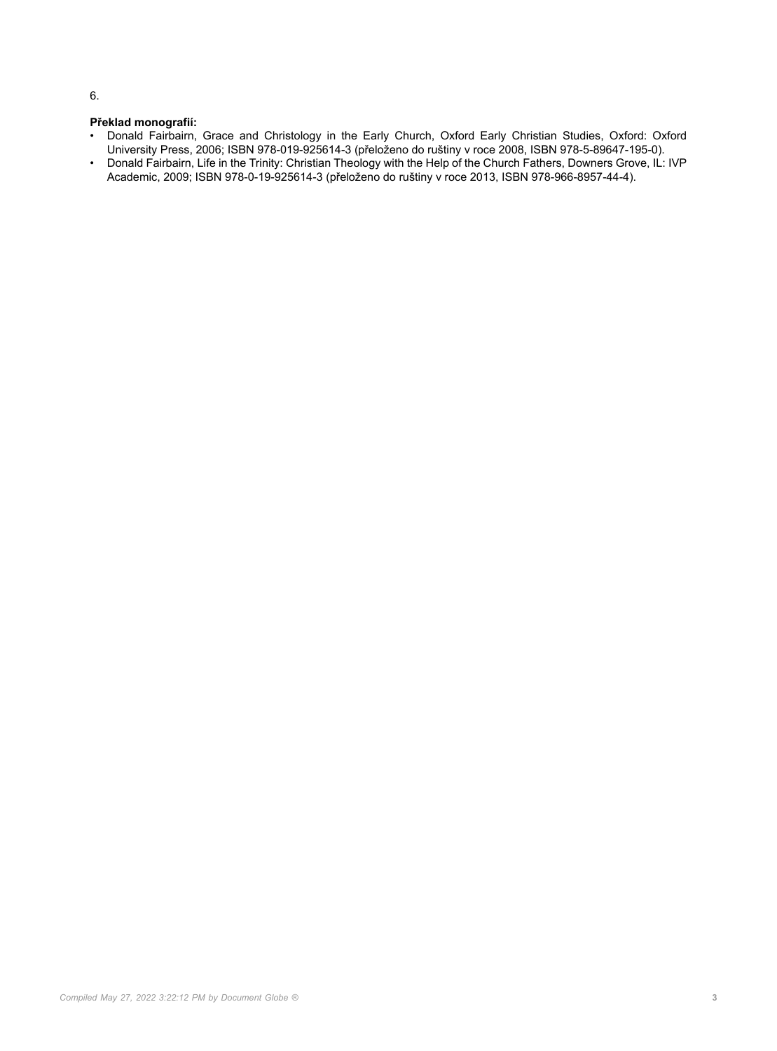6.

**Překlad monografií:**

- Donald Fairbairn, Grace and Christology in the Early Church, Oxford Early Christian Studies, Oxford: Oxford University Press, 2006; ISBN 978-019-925614-3 (přeloženo do ruštiny v roce 2008, ISBN 978-5-89647-195-0).
- Donald Fairbairn, Life in the Trinity: Christian Theology with the Help of the Church Fathers, Downers Grove, IL: IVP Academic, 2009; ISBN 978-0-19-925614-3 (přeloženo do ruštiny v roce 2013, ISBN 978-966-8957-44-4).